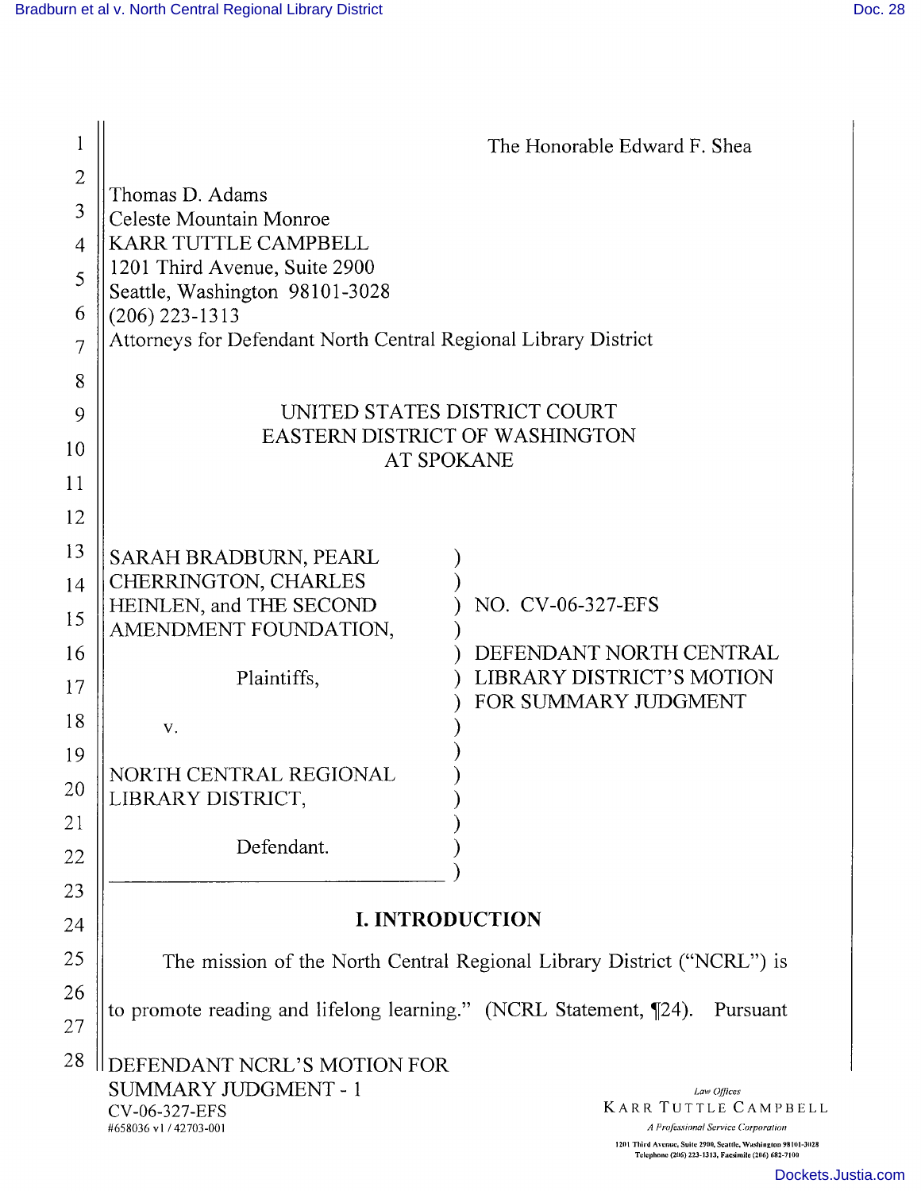The Honorable Edward F. Shea

Thomas D. Adams
Celeste Mountain Monroe
KARR TUTTLE CAMPBELL
1201 Third Avenue, Suite 2900
Seattle, Washington 98101-3028
(206) 223-1313
Attorneys for Defendant North Central Regional Library District

UNITED STATES DISTRICT COURT
EASTERN DISTRICT OF WASHINGTON
AT SPOKANE

SARAH BRADBURN, PEARL CHERRINGTON, CHARLES HEINLEN, and THE SECOND AMENDMENT FOUNDATION,

Plaintiffs,

v.

NORTH CENTRAL REGIONAL LIBRARY DISTRICT,

Defendant.

NO. CV-06-327-EFS

DEFENDANT NORTH CENTRAL LIBRARY DISTRICT'S MOTION FOR SUMMARY JUDGMENT

## I. INTRODUCTION

The mission of the North Central Regional Library District ("NCRL") is to promote reading and lifelong learning." (NCRL Statement, ¶24). Pursuant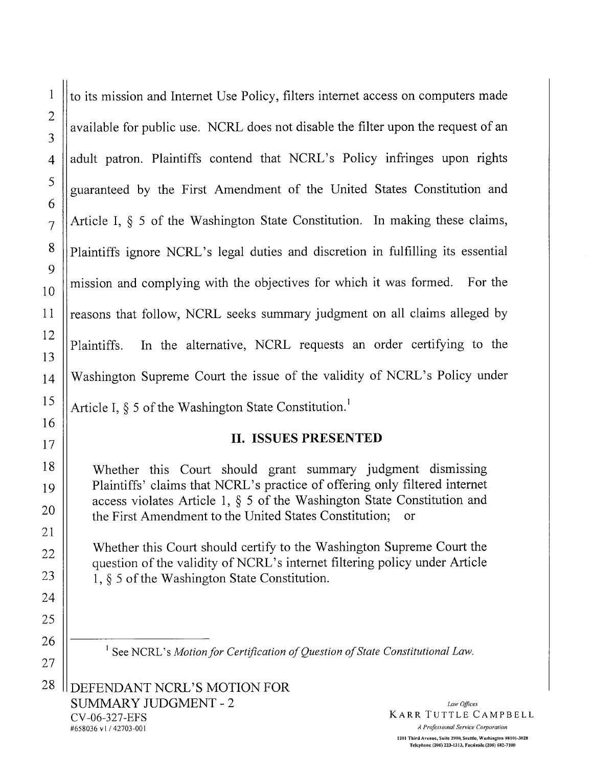to its mission and Internet Use Policy, filters internet access on computers made available for public use. NCRL does not disable the filter upon the request of an adult patron. Plaintiffs contend that NCRL's Policy infringes upon rights guaranteed by the First Amendment of the United States Constitution and Article I, § 5 of the Washington State Constitution. In making these claims, Plaintiffs ignore NCRL's legal duties and discretion in fulfilling its essential mission and complying with the objectives for which it was formed. For the reasons that follow, NCRL seeks summary judgment on all claims alleged by Plaintiffs. In the alternative, NCRL requests an order certifying to the Washington Supreme Court the issue of the validity of NCRL's Policy under Article I, § 5 of the Washington State Constitution.[1]

## II. ISSUES PRESENTED

> Whether this Court should grant summary judgment dismissing Plaintiffs' claims that NCRL's practice of offering only filtered internet access violates Article 1, § 5 of the Washington State Constitution and the First Amendment to the United States Constitution; or
>
> Whether this Court should certify to the Washington Supreme Court the question of the validity of NCRL's internet filtering policy under Article 1, § 5 of the Washington State Constitution.

---

[1] See NCRL's *Motion for Certification of Question of State Constitutional Law.*

DEFENDANT NCRL'S MOTION FOR SUMMARY JUDGMENT - 2
CV-06-327-EFS
#658036 v1 / 42703-001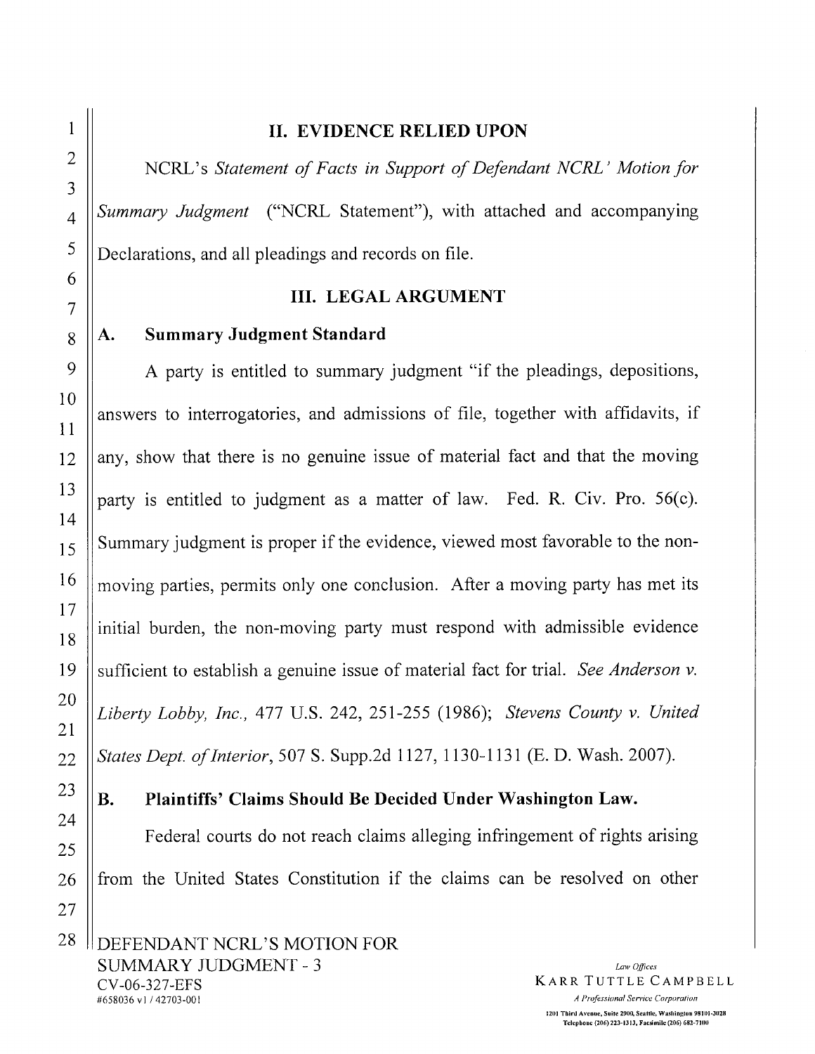## II. EVIDENCE RELIED UPON

NCRL's *Statement of Facts in Support of Defendant NCRL' Motion for Summary Judgment* ("NCRL Statement"), with attached and accompanying Declarations, and all pleadings and records on file.

## III. LEGAL ARGUMENT

### A. Summary Judgment Standard

A party is entitled to summary judgment "if the pleadings, depositions, answers to interrogatories, and admissions of file, together with affidavits, if any, show that there is no genuine issue of material fact and that the moving party is entitled to judgment as a matter of law. Fed. R. Civ. Pro. 56(c). Summary judgment is proper if the evidence, viewed most favorable to the non-moving parties, permits only one conclusion. After a moving party has met its initial burden, the non-moving party must respond with admissible evidence sufficient to establish a genuine issue of material fact for trial. *See Anderson v. Liberty Lobby, Inc.*, 477 U.S. 242, 251-255 (1986); *Stevens County v. United States Dept. of Interior*, 507 S. Supp.2d 1127, 1130-1131 (E. D. Wash. 2007).

### B. Plaintiffs' Claims Should Be Decided Under Washington Law.

Federal courts do not reach claims alleging infringement of rights arising from the United States Constitution if the claims can be resolved on other

DEFENDANT NCRL'S MOTION FOR SUMMARY JUDGMENT - 3
CV-06-327-EFS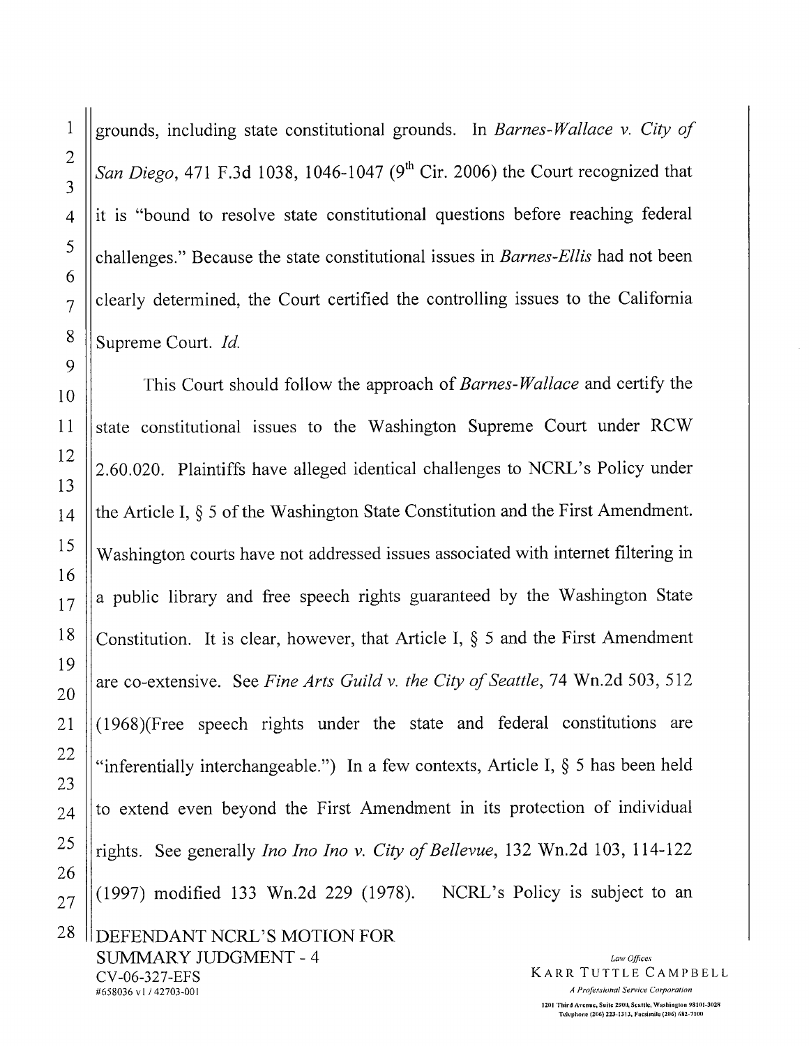grounds, including state constitutional grounds. In *Barnes-Wallace v. City of San Diego*, 471 F.3d 1038, 1046-1047 (9th Cir. 2006) the Court recognized that it is "bound to resolve state constitutional questions before reaching federal challenges." Because the state constitutional issues in *Barnes-Ellis* had not been clearly determined, the Court certified the controlling issues to the California Supreme Court. *Id.*

This Court should follow the approach of *Barnes-Wallace* and certify the state constitutional issues to the Washington Supreme Court under RCW 2.60.020. Plaintiffs have alleged identical challenges to NCRL's Policy under the Article I, § 5 of the Washington State Constitution and the First Amendment. Washington courts have not addressed issues associated with internet filtering in a public library and free speech rights guaranteed by the Washington State Constitution. It is clear, however, that Article I, § 5 and the First Amendment are co-extensive. See *Fine Arts Guild v. the City of Seattle*, 74 Wn.2d 503, 512 (1968)(Free speech rights under the state and federal constitutions are "inferentially interchangeable.") In a few contexts, Article I, § 5 has been held to extend even beyond the First Amendment in its protection of individual rights. See generally *Ino Ino Ino v. City of Bellevue*, 132 Wn.2d 103, 114-122 (1997) modified 133 Wn.2d 229 (1978). NCRL's Policy is subject to an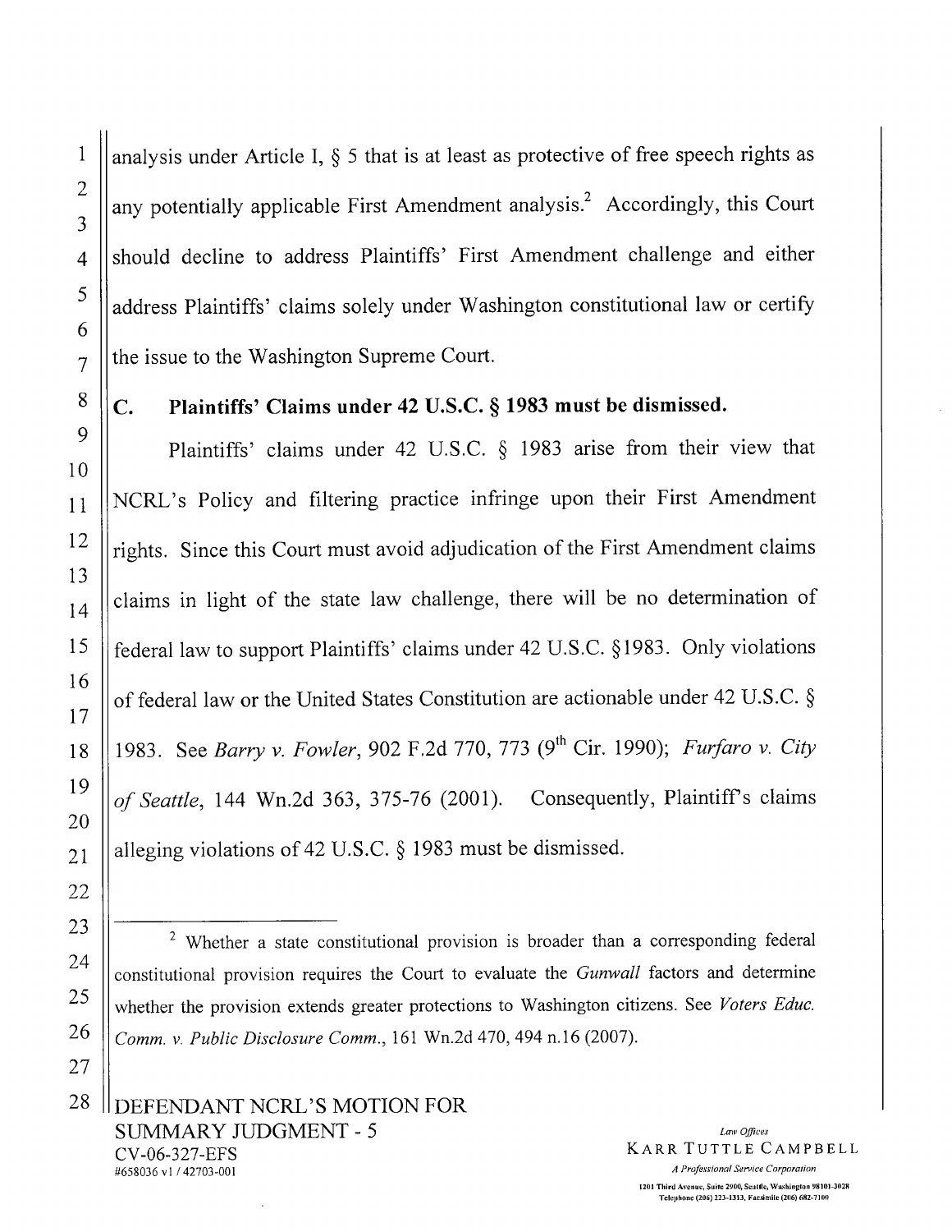analysis under Article I, § 5 that is at least as protective of free speech rights as any potentially applicable First Amendment analysis.[2] Accordingly, this Court should decline to address Plaintiffs' First Amendment challenge and either address Plaintiffs' claims solely under Washington constitutional law or certify the issue to the Washington Supreme Court.

### C. Plaintiffs' Claims under 42 U.S.C. § 1983 must be dismissed.

Plaintiffs' claims under 42 U.S.C. § 1983 arise from their view that NCRL's Policy and filtering practice infringe upon their First Amendment rights. Since this Court must avoid adjudication of the First Amendment claims claims in light of the state law challenge, there will be no determination of federal law to support Plaintiffs' claims under 42 U.S.C. §1983. Only violations of federal law or the United States Constitution are actionable under 42 U.S.C. § 1983. See *Barry v. Fowler*, 902 F.2d 770, 773 (9th Cir. 1990); *Furfaro v. City of Seattle*, 144 Wn.2d 363, 375-76 (2001). Consequently, Plaintiff's claims alleging violations of 42 U.S.C. § 1983 must be dismissed.

---

[2] Whether a state constitutional provision is broader than a corresponding federal constitutional provision requires the Court to evaluate the *Gunwall* factors and determine whether the provision extends greater protections to Washington citizens. See *Voters Educ. Comm. v. Public Disclosure Comm.*, 161 Wn.2d 470, 494 n.16 (2007).

DEFENDANT NCRL'S MOTION FOR SUMMARY JUDGMENT - 5
CV-06-327-EFS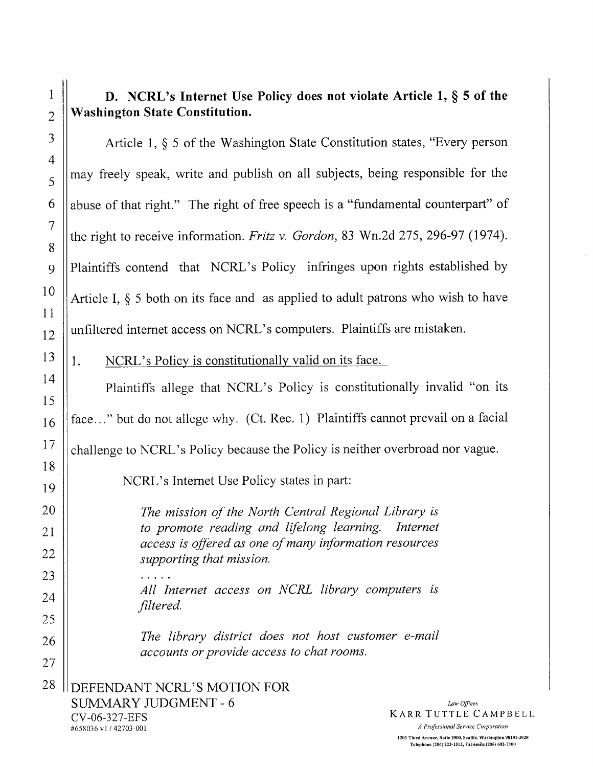**D. NCRL's Internet Use Policy does not violate Article 1, § 5 of the Washington State Constitution.**

Article 1, § 5 of the Washington State Constitution states, "Every person may freely speak, write and publish on all subjects, being responsible for the abuse of that right." The right of free speech is a "fundamental counterpart" of the right to receive information. *Fritz v. Gordon*, 83 Wn.2d 275, 296-97 (1974). Plaintiffs contend that NCRL's Policy infringes upon rights established by Article I, § 5 both on its face and as applied to adult patrons who wish to have unfiltered internet access on NCRL's computers. Plaintiffs are mistaken.

1. <u>NCRL's Policy is constitutionally valid on its face.</u>

Plaintiffs allege that NCRL's Policy is constitutionally invalid "on its face..." but do not allege why. (Ct. Rec. 1) Plaintiffs cannot prevail on a facial challenge to NCRL's Policy because the Policy is neither overbroad nor vague.

NCRL's Internet Use Policy states in part:

> *The mission of the North Central Regional Library is to promote reading and lifelong learning. Internet access is offered as one of many information resources supporting that mission.*
>
> . . . . .
>
> *All Internet access on NCRL library computers is filtered.*
>
> *The library district does not host customer e-mail accounts or provide access to chat rooms.*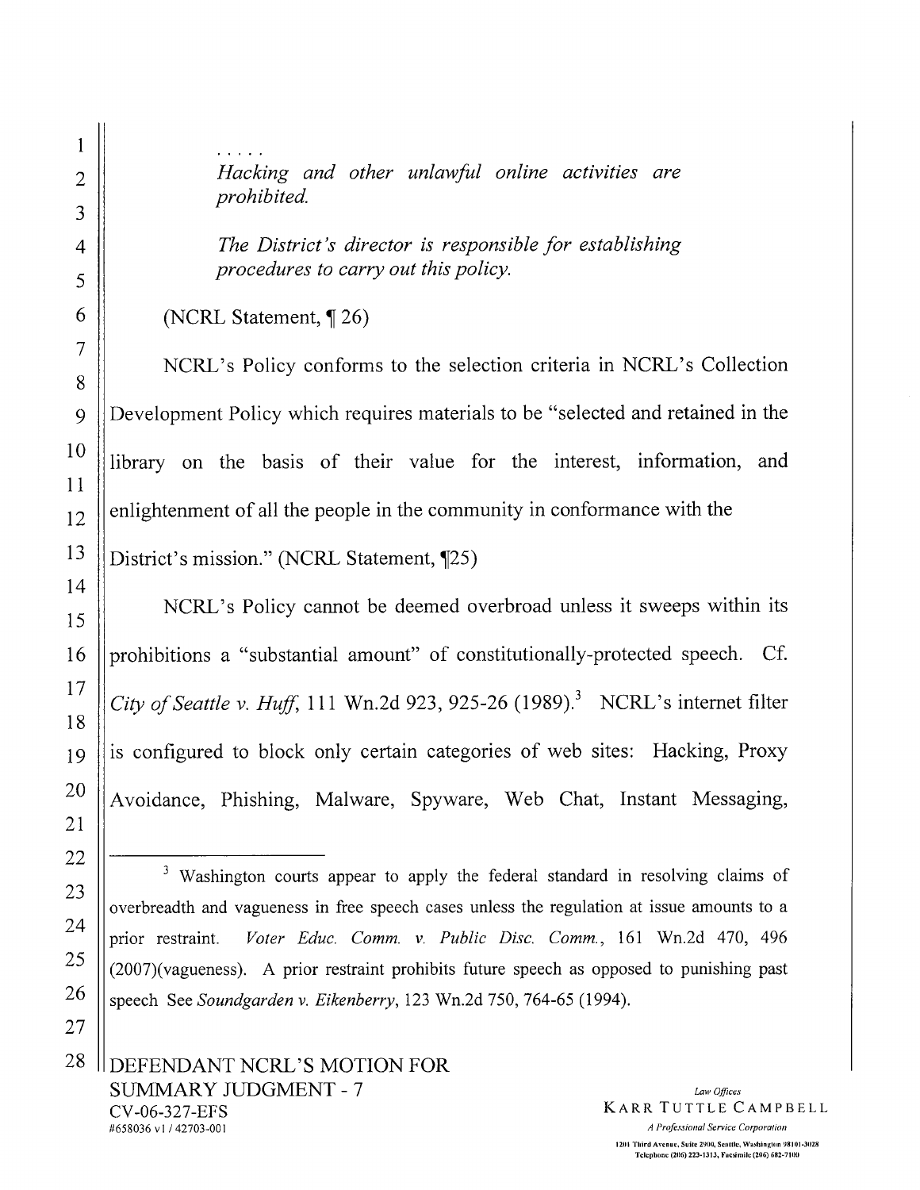. . . . .

*Hacking and other unlawful online activities are prohibited.*

*The District's director is responsible for establishing procedures to carry out this policy.*

(NCRL Statement, ¶ 26)

NCRL's Policy conforms to the selection criteria in NCRL's Collection Development Policy which requires materials to be "selected and retained in the library on the basis of their value for the interest, information, and enlightenment of all the people in the community in conformance with the District's mission." (NCRL Statement, ¶25)

NCRL's Policy cannot be deemed overbroad unless it sweeps within its prohibitions a "substantial amount" of constitutionally-protected speech. Cf. *City of Seattle v. Huff*, 111 Wn.2d 923, 925-26 (1989).[3] NCRL's internet filter is configured to block only certain categories of web sites: Hacking, Proxy Avoidance, Phishing, Malware, Spyware, Web Chat, Instant Messaging,

---

[3] Washington courts appear to apply the federal standard in resolving claims of overbreadth and vagueness in free speech cases unless the regulation at issue amounts to a prior restraint. *Voter Educ. Comm. v. Public Disc. Comm.*, 161 Wn.2d 470, 496 (2007)(vagueness). A prior restraint prohibits future speech as opposed to punishing past speech See *Soundgarden v. Eikenberry*, 123 Wn.2d 750, 764-65 (1994).

DEFENDANT NCRL'S MOTION FOR SUMMARY JUDGMENT - 7
CV-06-327-EFS
#658036 v1 / 42703-001

*Law Offices*
KARR TUTTLE CAMPBELL
*A Professional Service Corporation*
1201 Third Avenue, Suite 2900, Seattle, Washington 98101-3028
Telephone (206) 223-1313, Facsimile (206) 682-7100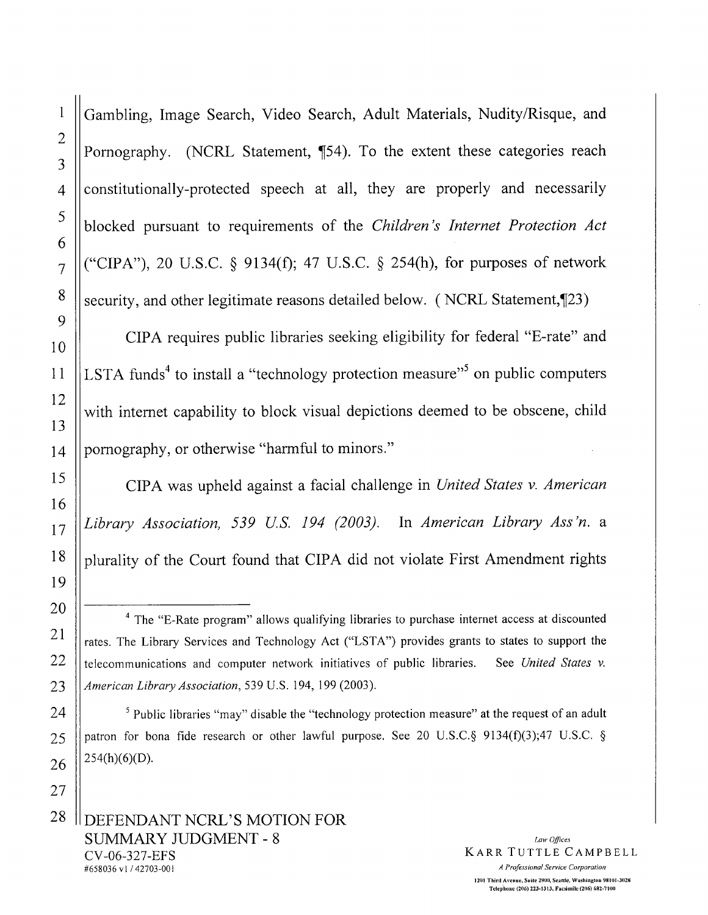Gambling, Image Search, Video Search, Adult Materials, Nudity/Risque, and Pornography. (NCRL Statement, ¶54). To the extent these categories reach constitutionally-protected speech at all, they are properly and necessarily blocked pursuant to requirements of the *Children's Internet Protection Act* ("CIPA"), 20 U.S.C. § 9134(f); 47 U.S.C. § 254(h), for purposes of network security, and other legitimate reasons detailed below. ( NCRL Statement,¶23)

CIPA requires public libraries seeking eligibility for federal "E-rate" and LSTA funds[4] to install a "technology protection measure"[5] on public computers with internet capability to block visual depictions deemed to be obscene, child pornography, or otherwise "harmful to minors."

CIPA was upheld against a facial challenge in *United States v. American Library Association, 539 U.S. 194 (2003).* In *American Library Ass'n.* a plurality of the Court found that CIPA did not violate First Amendment rights

---

[4] The "E-Rate program" allows qualifying libraries to purchase internet access at discounted rates. The Library Services and Technology Act ("LSTA") provides grants to states to support the telecommunications and computer network initiatives of public libraries. See *United States v. American Library Association*, 539 U.S. 194, 199 (2003).

[5] Public libraries "may" disable the "technology protection measure" at the request of an adult patron for bona fide research or other lawful purpose. See 20 U.S.C.§ 9134(f)(3);47 U.S.C. § 254(h)(6)(D).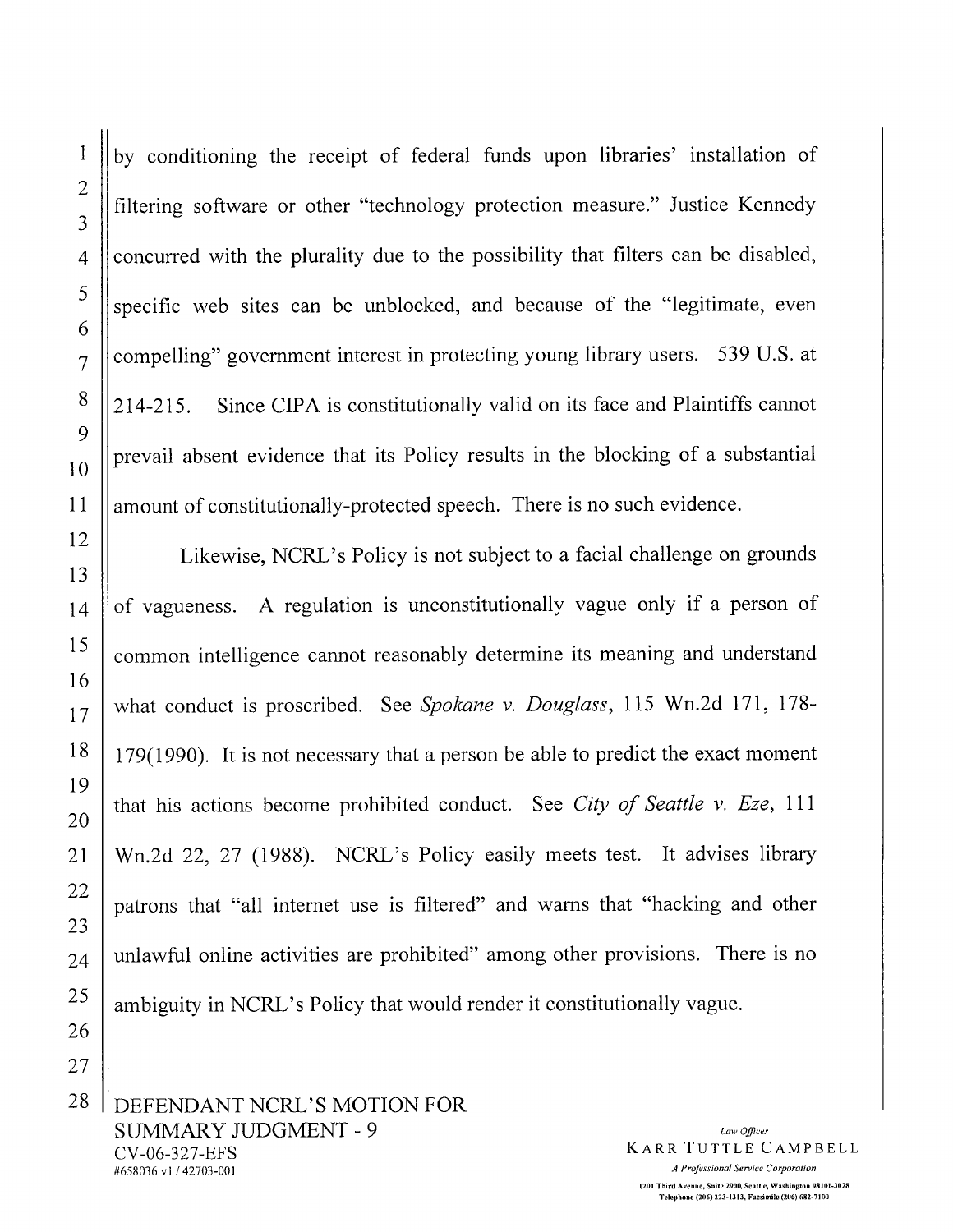by conditioning the receipt of federal funds upon libraries' installation of filtering software or other "technology protection measure." Justice Kennedy concurred with the plurality due to the possibility that filters can be disabled, specific web sites can be unblocked, and because of the "legitimate, even compelling" government interest in protecting young library users. 539 U.S. at 214-215. Since CIPA is constitutionally valid on its face and Plaintiffs cannot prevail absent evidence that its Policy results in the blocking of a substantial amount of constitutionally-protected speech. There is no such evidence.

Likewise, NCRL's Policy is not subject to a facial challenge on grounds of vagueness. A regulation is unconstitutionally vague only if a person of common intelligence cannot reasonably determine its meaning and understand what conduct is proscribed. See *Spokane v. Douglass*, 115 Wn.2d 171, 178-179(1990). It is not necessary that a person be able to predict the exact moment that his actions become prohibited conduct. See *City of Seattle v. Eze*, 111 Wn.2d 22, 27 (1988). NCRL's Policy easily meets test. It advises library patrons that "all internet use is filtered" and warns that "hacking and other unlawful online activities are prohibited" among other provisions. There is no ambiguity in NCRL's Policy that would render it constitutionally vague.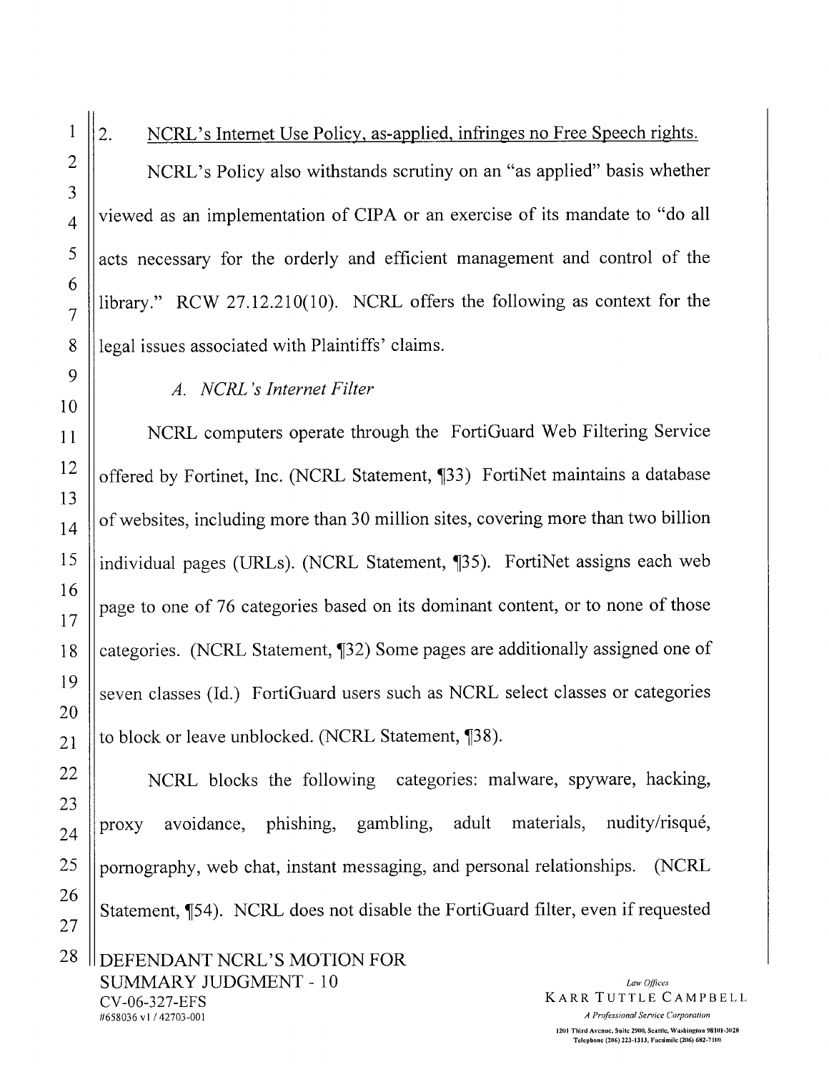2. NCRL's Internet Use Policy, as-applied, infringes no Free Speech rights.

NCRL's Policy also withstands scrutiny on an "as applied" basis whether viewed as an implementation of CIPA or an exercise of its mandate to "do all acts necessary for the orderly and efficient management and control of the library." RCW 27.12.210(10). NCRL offers the following as context for the legal issues associated with Plaintiffs' claims.

*A. NCRL's Internet Filter*

NCRL computers operate through the FortiGuard Web Filtering Service offered by Fortinet, Inc. (NCRL Statement, ¶33) FortiNet maintains a database of websites, including more than 30 million sites, covering more than two billion individual pages (URLs). (NCRL Statement, ¶35). FortiNet assigns each web page to one of 76 categories based on its dominant content, or to none of those categories. (NCRL Statement, ¶32) Some pages are additionally assigned one of seven classes (Id.) FortiGuard users such as NCRL select classes or categories to block or leave unblocked. (NCRL Statement, ¶38).

NCRL blocks the following categories: malware, spyware, hacking, proxy avoidance, phishing, gambling, adult materials, nudity/risqué, pornography, web chat, instant messaging, and personal relationships. (NCRL Statement, ¶54). NCRL does not disable the FortiGuard filter, even if requested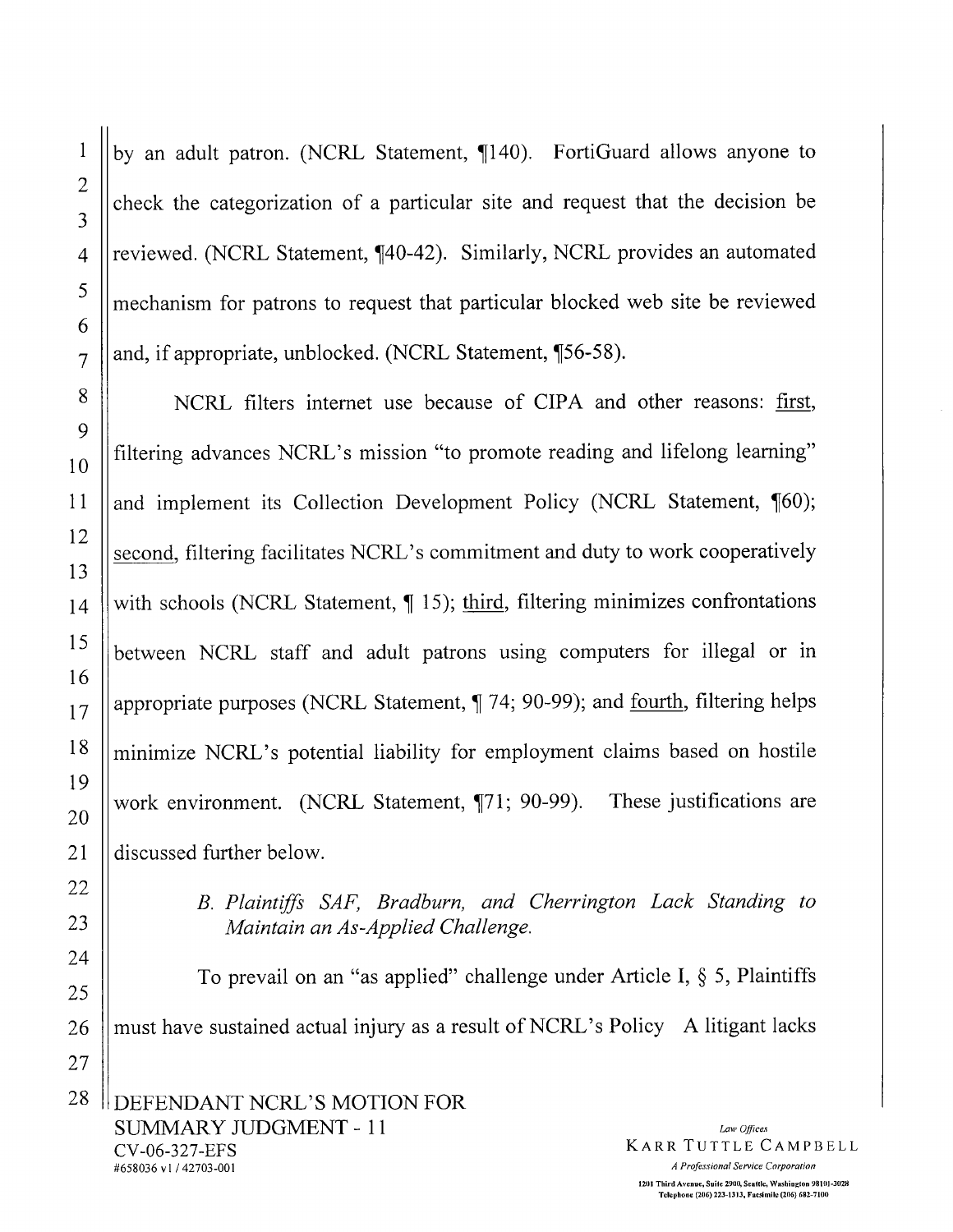by an adult patron. (NCRL Statement, ¶140). FortiGuard allows anyone to check the categorization of a particular site and request that the decision be reviewed. (NCRL Statement, ¶40-42). Similarly, NCRL provides an automated mechanism for patrons to request that particular blocked web site be reviewed and, if appropriate, unblocked. (NCRL Statement, ¶56-58).

NCRL filters internet use because of CIPA and other reasons: first, filtering advances NCRL's mission "to promote reading and lifelong learning" and implement its Collection Development Policy (NCRL Statement, ¶60); second, filtering facilitates NCRL's commitment and duty to work cooperatively with schools (NCRL Statement, ¶ 15); third, filtering minimizes confrontations between NCRL staff and adult patrons using computers for illegal or in appropriate purposes (NCRL Statement, ¶ 74; 90-99); and fourth, filtering helps minimize NCRL's potential liability for employment claims based on hostile work environment. (NCRL Statement, ¶71; 90-99). These justifications are discussed further below.

*B. Plaintiffs SAF, Bradburn, and Cherrington Lack Standing to Maintain an As-Applied Challenge.*

To prevail on an "as applied" challenge under Article I, § 5, Plaintiffs must have sustained actual injury as a result of NCRL's Policy A litigant lacks

DEFENDANT NCRL'S MOTION FOR SUMMARY JUDGMENT - 11
CV-06-327-EFS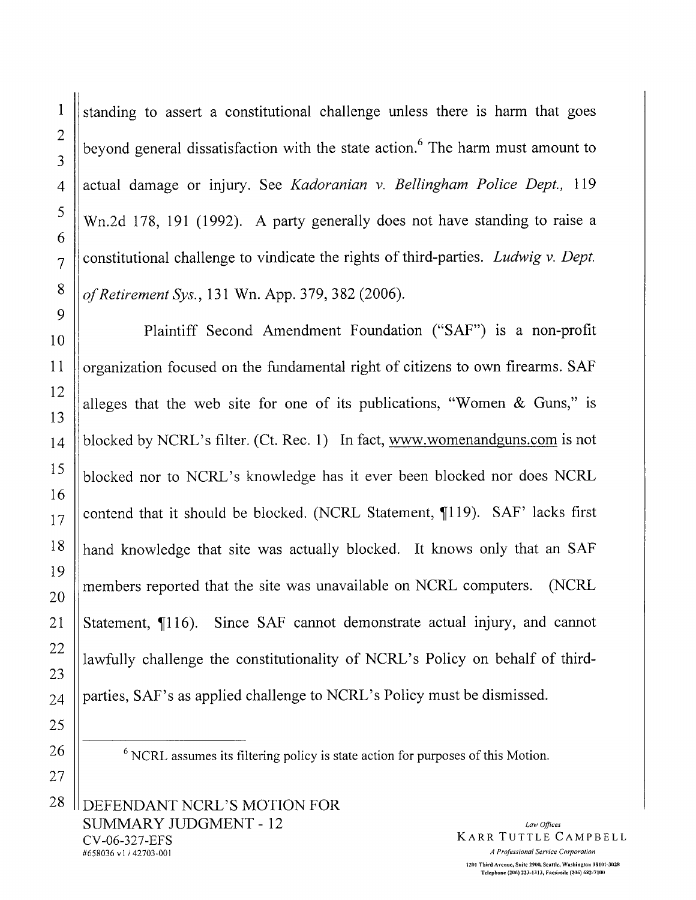standing to assert a constitutional challenge unless there is harm that goes beyond general dissatisfaction with the state action.[6] The harm must amount to actual damage or injury. See *Kadoranian v. Bellingham Police Dept.*, 119 Wn.2d 178, 191 (1992). A party generally does not have standing to raise a constitutional challenge to vindicate the rights of third-parties. *Ludwig v. Dept. of Retirement Sys.*, 131 Wn. App. 379, 382 (2006).

Plaintiff Second Amendment Foundation ("SAF") is a non-profit organization focused on the fundamental right of citizens to own firearms. SAF alleges that the web site for one of its publications, "Women & Guns," is blocked by NCRL's filter. (Ct. Rec. 1) In fact, www.womenandguns.com is not blocked nor to NCRL's knowledge has it ever been blocked nor does NCRL contend that it should be blocked. (NCRL Statement, ¶119). SAF' lacks first hand knowledge that site was actually blocked. It knows only that an SAF members reported that the site was unavailable on NCRL computers. (NCRL Statement, ¶116). Since SAF cannot demonstrate actual injury, and cannot lawfully challenge the constitutionality of NCRL's Policy on behalf of third-parties, SAF's as applied challenge to NCRL's Policy must be dismissed.

[6] NCRL assumes its filtering policy is state action for purposes of this Motion.

DEFENDANT NCRL'S MOTION FOR SUMMARY JUDGMENT - 12
CV-06-327-EFS
#658036 v1 / 42703-001

*Law Offices*
KARR TUTTLE CAMPBELL
*A Professional Service Corporation*
1201 Third Avenue, Suite 2900, Seattle, Washington 98101-3028
Telephone (206) 223-1313, Facsimile (206) 682-7100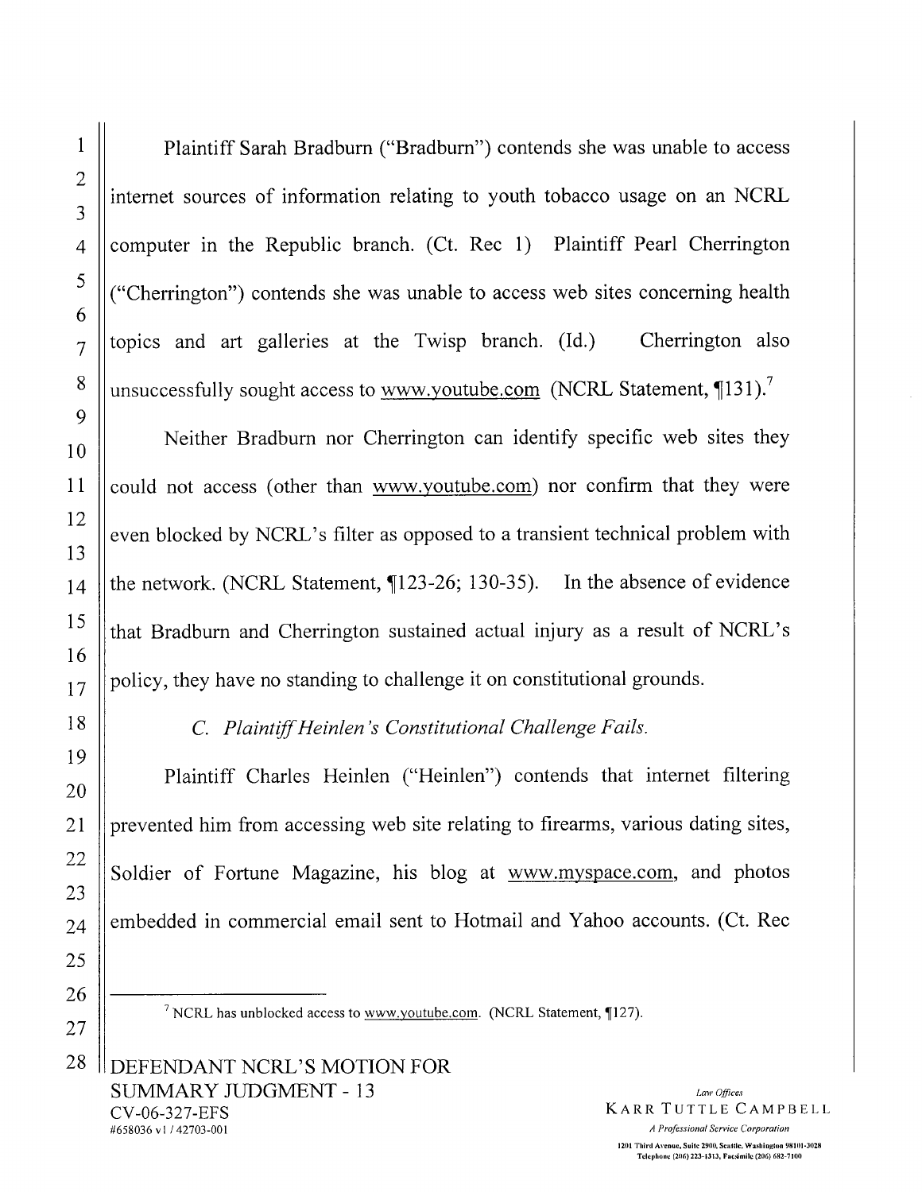Plaintiff Sarah Bradburn ("Bradburn") contends she was unable to access internet sources of information relating to youth tobacco usage on an NCRL computer in the Republic branch. (Ct. Rec 1) Plaintiff Pearl Cherrington ("Cherrington") contends she was unable to access web sites concerning health topics and art galleries at the Twisp branch. (Id.) Cherrington also unsuccessfully sought access to www.youtube.com (NCRL Statement, ¶131).[7]

Neither Bradburn nor Cherrington can identify specific web sites they could not access (other than www.youtube.com) nor confirm that they were even blocked by NCRL's filter as opposed to a transient technical problem with the network. (NCRL Statement, ¶123-26; 130-35). In the absence of evidence that Bradburn and Cherrington sustained actual injury as a result of NCRL's policy, they have no standing to challenge it on constitutional grounds.

*C. Plaintiff Heinlen's Constitutional Challenge Fails.*

Plaintiff Charles Heinlen ("Heinlen") contends that internet filtering prevented him from accessing web site relating to firearms, various dating sites, Soldier of Fortune Magazine, his blog at www.myspace.com, and photos embedded in commercial email sent to Hotmail and Yahoo accounts. (Ct. Rec

---

[7] NCRL has unblocked access to www.youtube.com. (NCRL Statement, ¶127).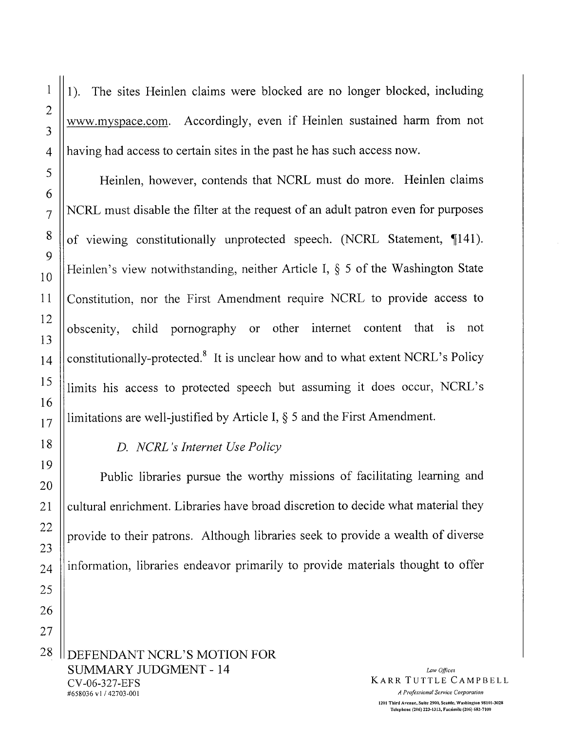1). The sites Heinlen claims were blocked are no longer blocked, including www.myspace.com. Accordingly, even if Heinlen sustained harm from not having had access to certain sites in the past he has such access now.

Heinlen, however, contends that NCRL must do more. Heinlen claims NCRL must disable the filter at the request of an adult patron even for purposes of viewing constitutionally unprotected speech. (NCRL Statement, ¶141). Heinlen's view notwithstanding, neither Article I, § 5 of the Washington State Constitution, nor the First Amendment require NCRL to provide access to obscenity, child pornography or other internet content that is not constitutionally-protected.[8] It is unclear how and to what extent NCRL's Policy limits his access to protected speech but assuming it does occur, NCRL's limitations are well-justified by Article I, § 5 and the First Amendment.

*D. NCRL's Internet Use Policy*

Public libraries pursue the worthy missions of facilitating learning and cultural enrichment. Libraries have broad discretion to decide what material they provide to their patrons. Although libraries seek to provide a wealth of diverse information, libraries endeavor primarily to provide materials thought to offer

DEFENDANT NCRL'S MOTION FOR SUMMARY JUDGMENT - 14
CV-06-327-EFS
#658036 v1 / 42703-001

*Law Offices*
KARR TUTTLE CAMPBELL
*A Professional Service Corporation*
1201 Third Avenue, Suite 2900, Seattle, Washington 98101-3028
Telephone (206) 223-1313, Facsimile (206) 682-7100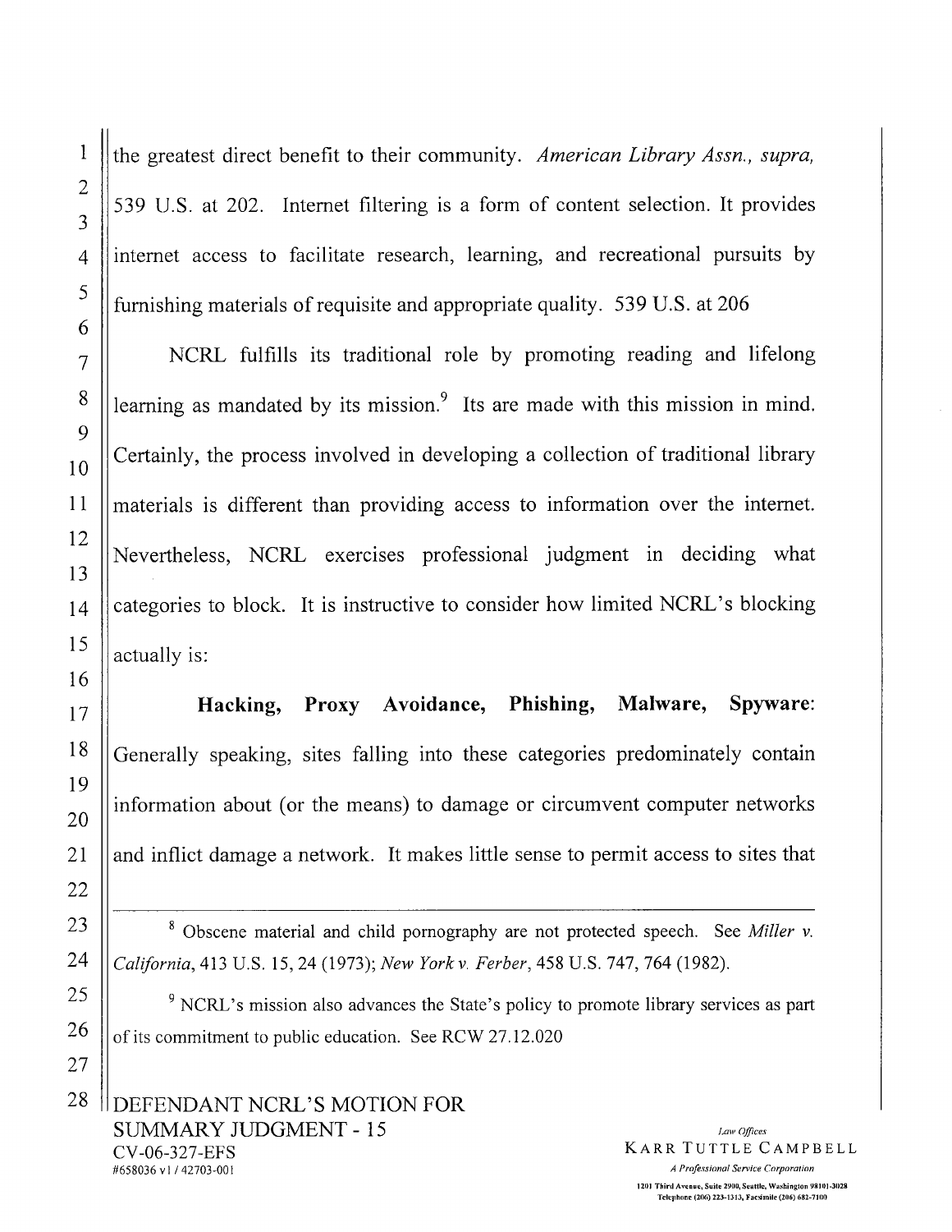the greatest direct benefit to their community. *American Library Assn., supra,* 539 U.S. at 202. Internet filtering is a form of content selection. It provides internet access to facilitate research, learning, and recreational pursuits by furnishing materials of requisite and appropriate quality. 539 U.S. at 206

NCRL fulfills its traditional role by promoting reading and lifelong learning as mandated by its mission.[9] Its are made with this mission in mind. Certainly, the process involved in developing a collection of traditional library materials is different than providing access to information over the internet. Nevertheless, NCRL exercises professional judgment in deciding what categories to block. It is instructive to consider how limited NCRL's blocking actually is:

**Hacking, Proxy Avoidance, Phishing, Malware, Spyware**: Generally speaking, sites falling into these categories predominately contain information about (or the means) to damage or circumvent computer networks and inflict damage a network. It makes little sense to permit access to sites that

---

[8] Obscene material and child pornography are not protected speech. See *Miller v. California*, 413 U.S. 15, 24 (1973); *New York v. Ferber*, 458 U.S. 747, 764 (1982).

[9] NCRL's mission also advances the State's policy to promote library services as part of its commitment to public education. See RCW 27.12.020

DEFENDANT NCRL'S MOTION FOR SUMMARY JUDGMENT - 15
CV-06-327-EFS
#658036 v1 / 42703-001

*Law Offices*
KARR TUTTLE CAMPBELL
*A Professional Service Corporation*
1201 Third Avenue, Suite 2900, Seattle, Washington 98101-3028
Telephone (206) 223-1313, Facsimile (206) 682-7100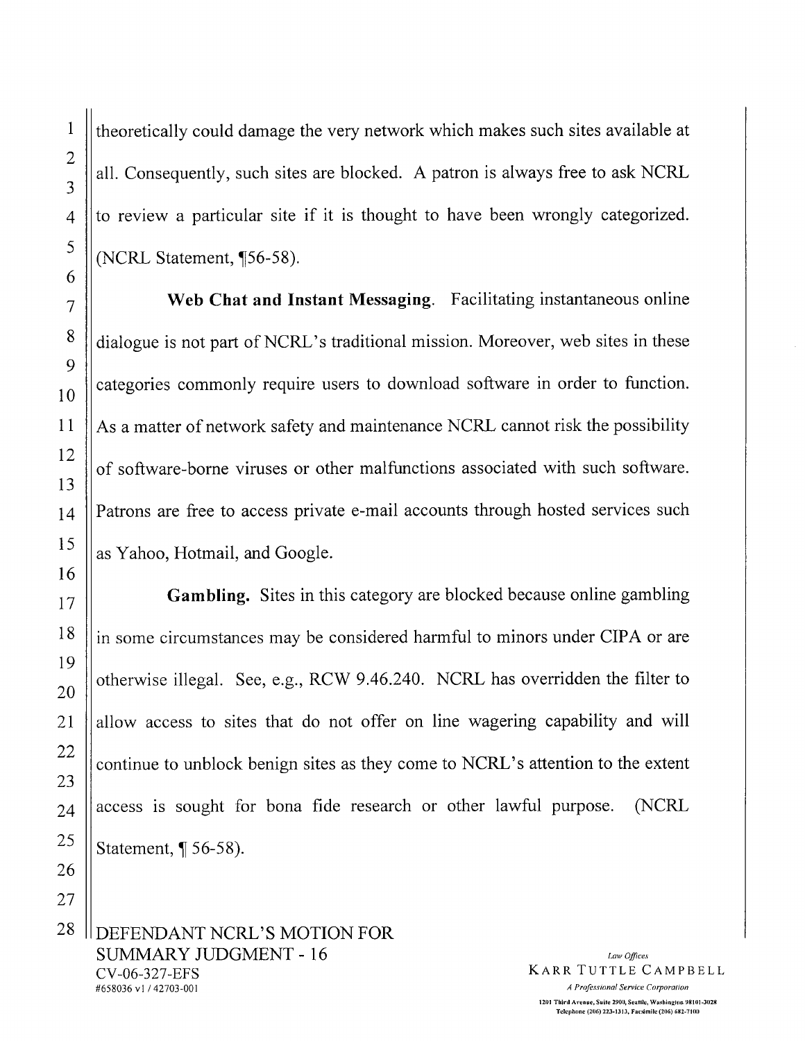theoretically could damage the very network which makes such sites available at all. Consequently, such sites are blocked. A patron is always free to ask NCRL to review a particular site if it is thought to have been wrongly categorized. (NCRL Statement, ¶56-58).

**Web Chat and Instant Messaging**. Facilitating instantaneous online dialogue is not part of NCRL's traditional mission. Moreover, web sites in these categories commonly require users to download software in order to function. As a matter of network safety and maintenance NCRL cannot risk the possibility of software-borne viruses or other malfunctions associated with such software. Patrons are free to access private e-mail accounts through hosted services such as Yahoo, Hotmail, and Google.

**Gambling.** Sites in this category are blocked because online gambling in some circumstances may be considered harmful to minors under CIPA or are otherwise illegal. See, e.g., RCW 9.46.240. NCRL has overridden the filter to allow access to sites that do not offer on line wagering capability and will continue to unblock benign sites as they come to NCRL's attention to the extent access is sought for bona fide research or other lawful purpose. (NCRL Statement, ¶ 56-58).

DEFENDANT NCRL'S MOTION FOR SUMMARY JUDGMENT - 16
CV-06-327-EFS
#658036 v1 / 42703-001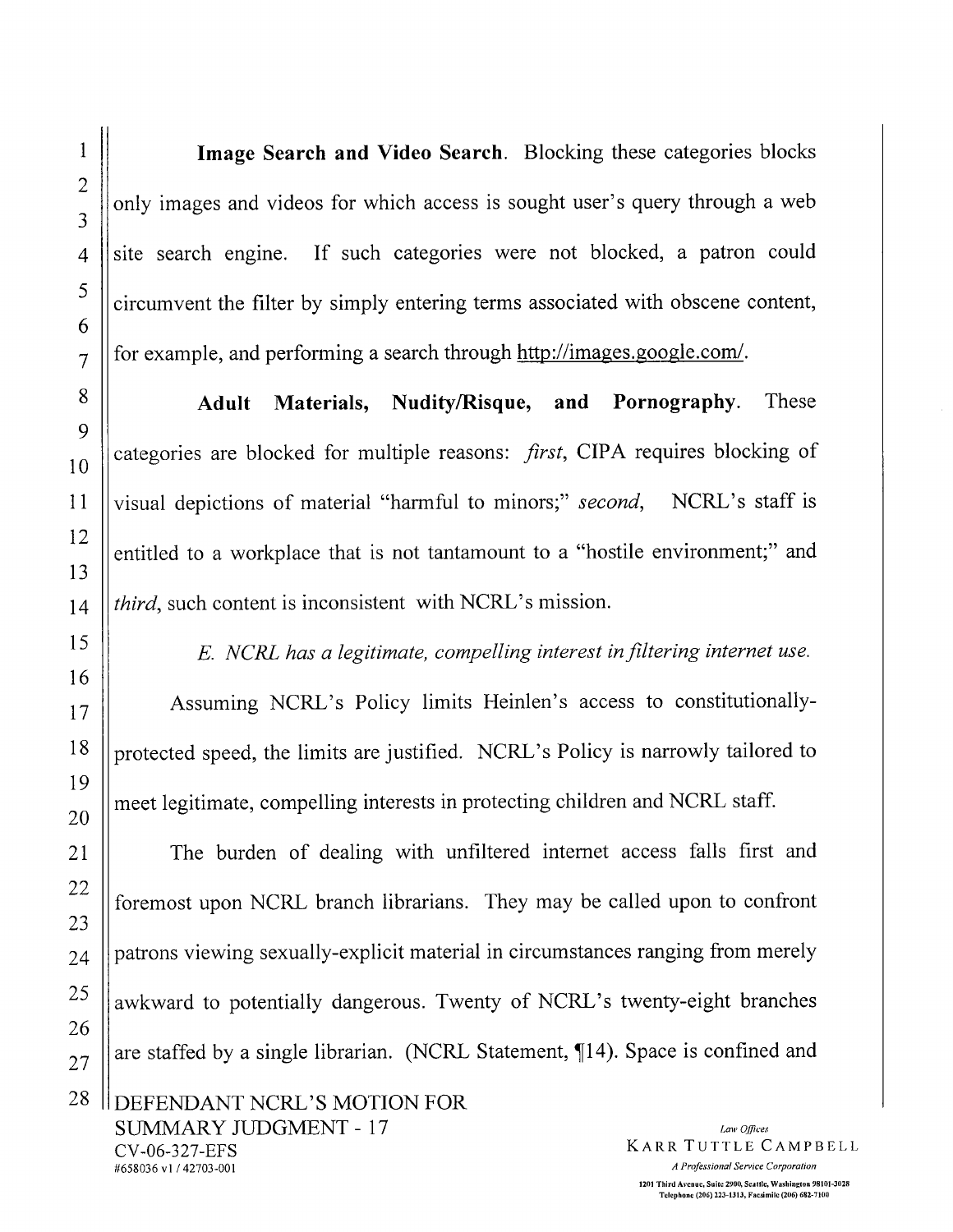**Image Search and Video Search**. Blocking these categories blocks only images and videos for which access is sought user's query through a web site search engine. If such categories were not blocked, a patron could circumvent the filter by simply entering terms associated with obscene content, for example, and performing a search through http://images.google.com/.

**Adult Materials, Nudity/Risque, and Pornography**. These categories are blocked for multiple reasons: *first*, CIPA requires blocking of visual depictions of material "harmful to minors;" *second*, NCRL's staff is entitled to a workplace that is not tantamount to a "hostile environment;" and *third*, such content is inconsistent with NCRL's mission.

*E. NCRL has a legitimate, compelling interest in filtering internet use.*

Assuming NCRL's Policy limits Heinlen's access to constitutionally-protected speed, the limits are justified. NCRL's Policy is narrowly tailored to meet legitimate, compelling interests in protecting children and NCRL staff.

The burden of dealing with unfiltered internet access falls first and foremost upon NCRL branch librarians. They may be called upon to confront patrons viewing sexually-explicit material in circumstances ranging from merely awkward to potentially dangerous. Twenty of NCRL's twenty-eight branches are staffed by a single librarian. (NCRL Statement, ¶14). Space is confined and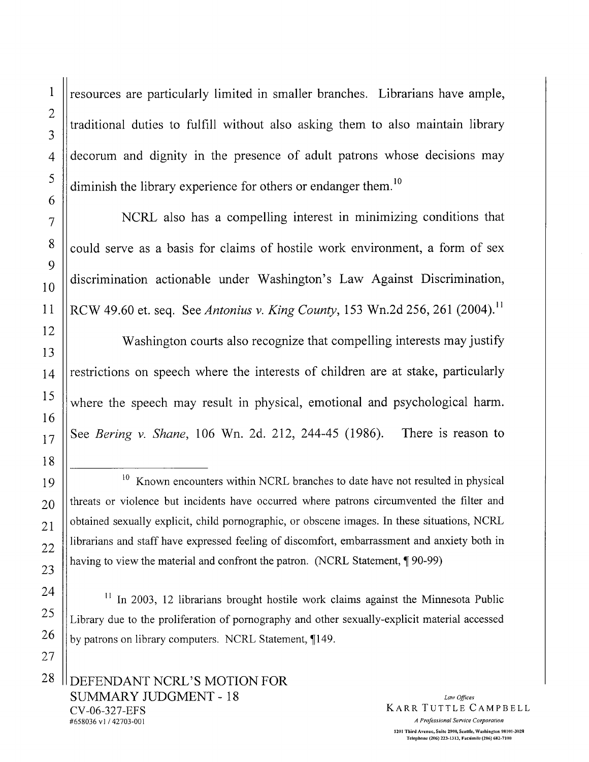resources are particularly limited in smaller branches. Librarians have ample, traditional duties to fulfill without also asking them to also maintain library decorum and dignity in the presence of adult patrons whose decisions may diminish the library experience for others or endanger them.[10]

NCRL also has a compelling interest in minimizing conditions that could serve as a basis for claims of hostile work environment, a form of sex discrimination actionable under Washington's Law Against Discrimination, RCW 49.60 et. seq. See *Antonius v. King County*, 153 Wn.2d 256, 261 (2004).[11]

Washington courts also recognize that compelling interests may justify restrictions on speech where the interests of children are at stake, particularly where the speech may result in physical, emotional and psychological harm. See *Bering v. Shane*, 106 Wn. 2d. 212, 244-45 (1986). There is reason to

---

[10] Known encounters within NCRL branches to date have not resulted in physical threats or violence but incidents have occurred where patrons circumvented the filter and obtained sexually explicit, child pornographic, or obscene images. In these situations, NCRL librarians and staff have expressed feeling of discomfort, embarrassment and anxiety both in having to view the material and confront the patron. (NCRL Statement, ¶ 90-99)

[11] In 2003, 12 librarians brought hostile work claims against the Minnesota Public Library due to the proliferation of pornography and other sexually-explicit material accessed by patrons on library computers. NCRL Statement, ¶149.

DEFENDANT NCRL'S MOTION FOR SUMMARY JUDGMENT - 18
CV-06-327-EFS
#658036 v1 / 42703-001

*Law Offices*
KARR TUTTLE CAMPBELL
*A Professional Service Corporation*
1201 Third Avenue, Suite 2900, Seattle, Washington 98101-3028
Telephone (206) 223-1313, Facsimile (206) 682-7100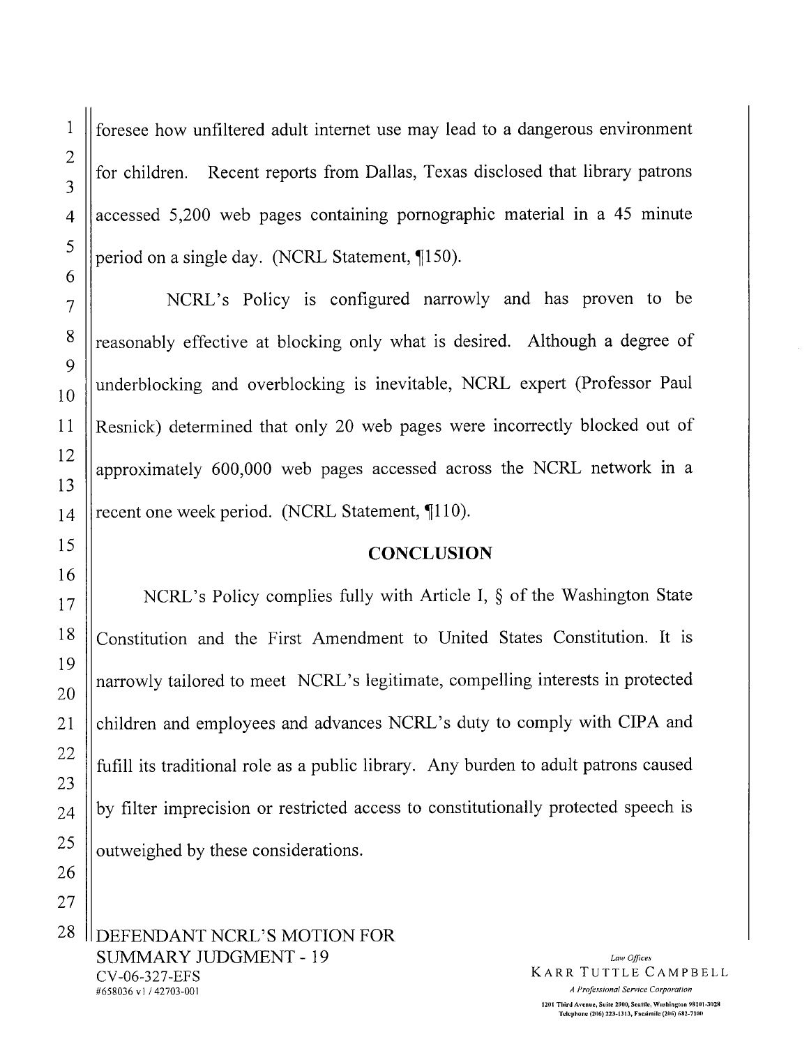foresee how unfiltered adult internet use may lead to a dangerous environment for children. Recent reports from Dallas, Texas disclosed that library patrons accessed 5,200 web pages containing pornographic material in a 45 minute period on a single day. (NCRL Statement, ¶150).

NCRL's Policy is configured narrowly and has proven to be reasonably effective at blocking only what is desired. Although a degree of underblocking and overblocking is inevitable, NCRL expert (Professor Paul Resnick) determined that only 20 web pages were incorrectly blocked out of approximately 600,000 web pages accessed across the NCRL network in a recent one week period. (NCRL Statement, ¶110).

## CONCLUSION

NCRL's Policy complies fully with Article I, § of the Washington State Constitution and the First Amendment to United States Constitution. It is narrowly tailored to meet NCRL's legitimate, compelling interests in protected children and employees and advances NCRL's duty to comply with CIPA and fufill its traditional role as a public library. Any burden to adult patrons caused by filter imprecision or restricted access to constitutionally protected speech is outweighed by these considerations.

DEFENDANT NCRL'S MOTION FOR SUMMARY JUDGMENT - 19
CV-06-327-EFS
#658036 v1 / 42703-001

*Law Offices*
KARR TUTTLE CAMPBELL
*A Professional Service Corporation*
1201 Third Avenue, Suite 2900, Seattle, Washington 98101-3028
Telephone (206) 223-1313, Facsimile (206) 682-7100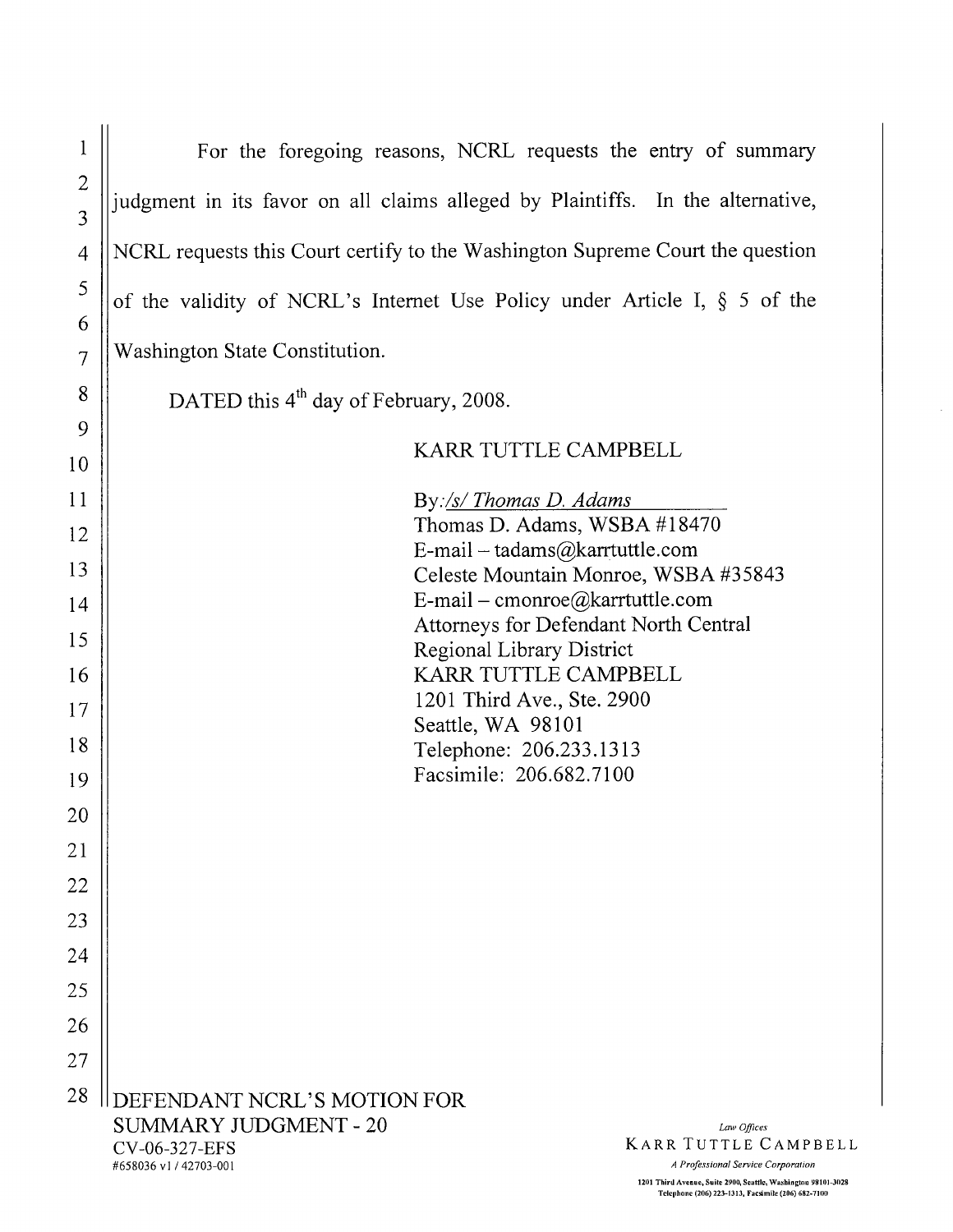For the foregoing reasons, NCRL requests the entry of summary judgment in its favor on all claims alleged by Plaintiffs. In the alternative, NCRL requests this Court certify to the Washington Supreme Court the question of the validity of NCRL's Internet Use Policy under Article I, § 5 of the Washington State Constitution.

DATED this 4th day of February, 2008.

KARR TUTTLE CAMPBELL

By: */s/ Thomas D. Adams*
Thomas D. Adams, WSBA #18470
E-mail – tadams@karrtuttle.com
Celeste Mountain Monroe, WSBA #35843
E-mail – cmonroe@karrtuttle.com
Attorneys for Defendant North Central Regional Library District
KARR TUTTLE CAMPBELL
1201 Third Ave., Ste. 2900
Seattle, WA 98101
Telephone: 206.233.1313
Facsimile: 206.682.7100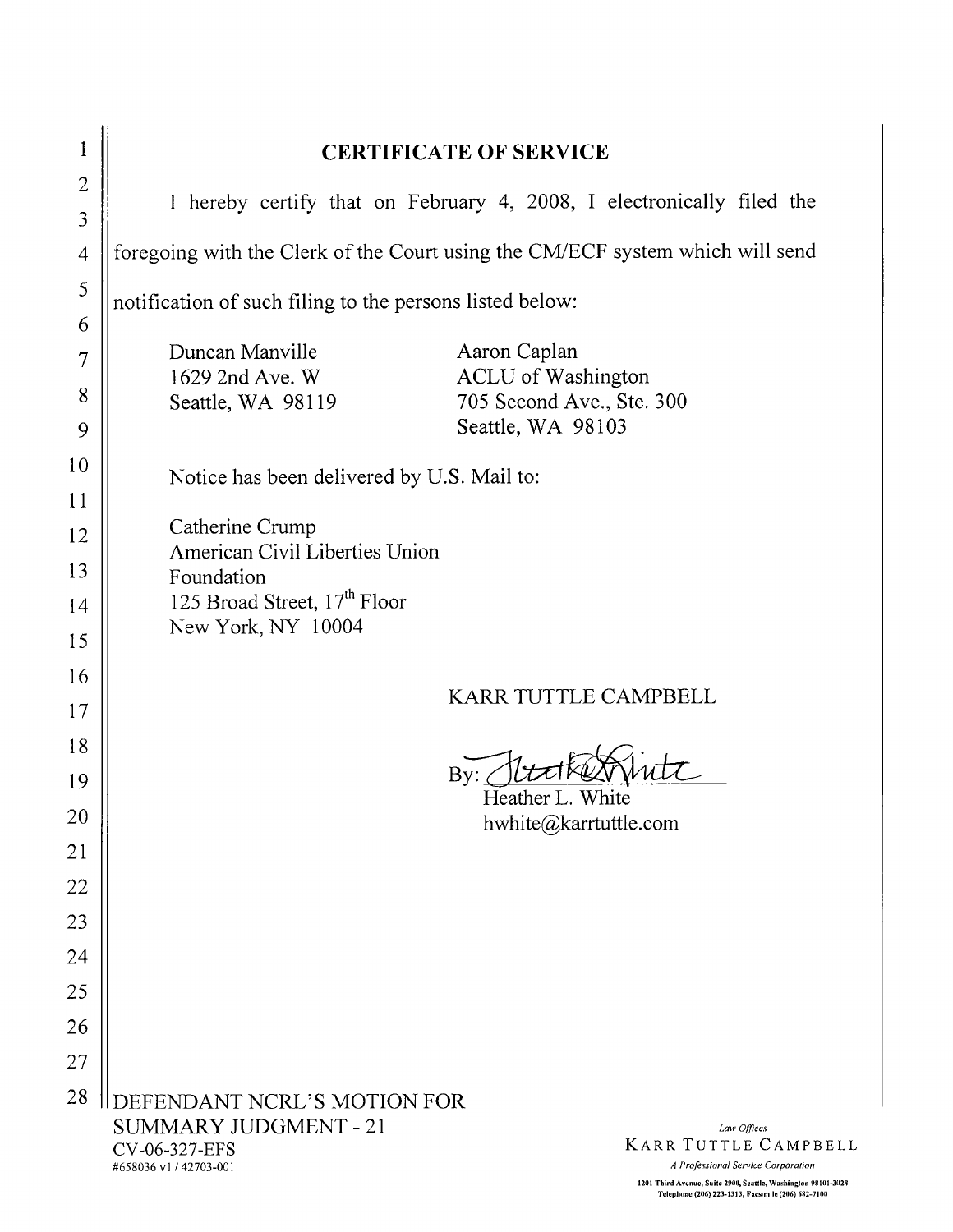## CERTIFICATE OF SERVICE

I hereby certify that on February 4, 2008, I electronically filed the foregoing with the Clerk of the Court using the CM/ECF system which will send notification of such filing to the persons listed below:

Duncan Manville
1629 2nd Ave. W
Seattle, WA 98119

Aaron Caplan
ACLU of Washington
705 Second Ave., Ste. 300
Seattle, WA 98103

Notice has been delivered by U.S. Mail to:

Catherine Crump
American Civil Liberties Union Foundation
125 Broad Street, 17th Floor
New York, NY 10004

KARR TUTTLE CAMPBELL

By: [signature]
Heather L. White
hwhite@karrtuttle.com

DEFENDANT NCRL'S MOTION FOR SUMMARY JUDGMENT - 21
CV-06-327-EFS
#658036 v1 / 42703-001

Law Offices
KARR TUTTLE CAMPBELL
A Professional Service Corporation
1201 Third Avenue, Suite 2900, Seattle, Washington 98101-3028
Telephone (206) 223-1313, Facsimile (206) 682-7100